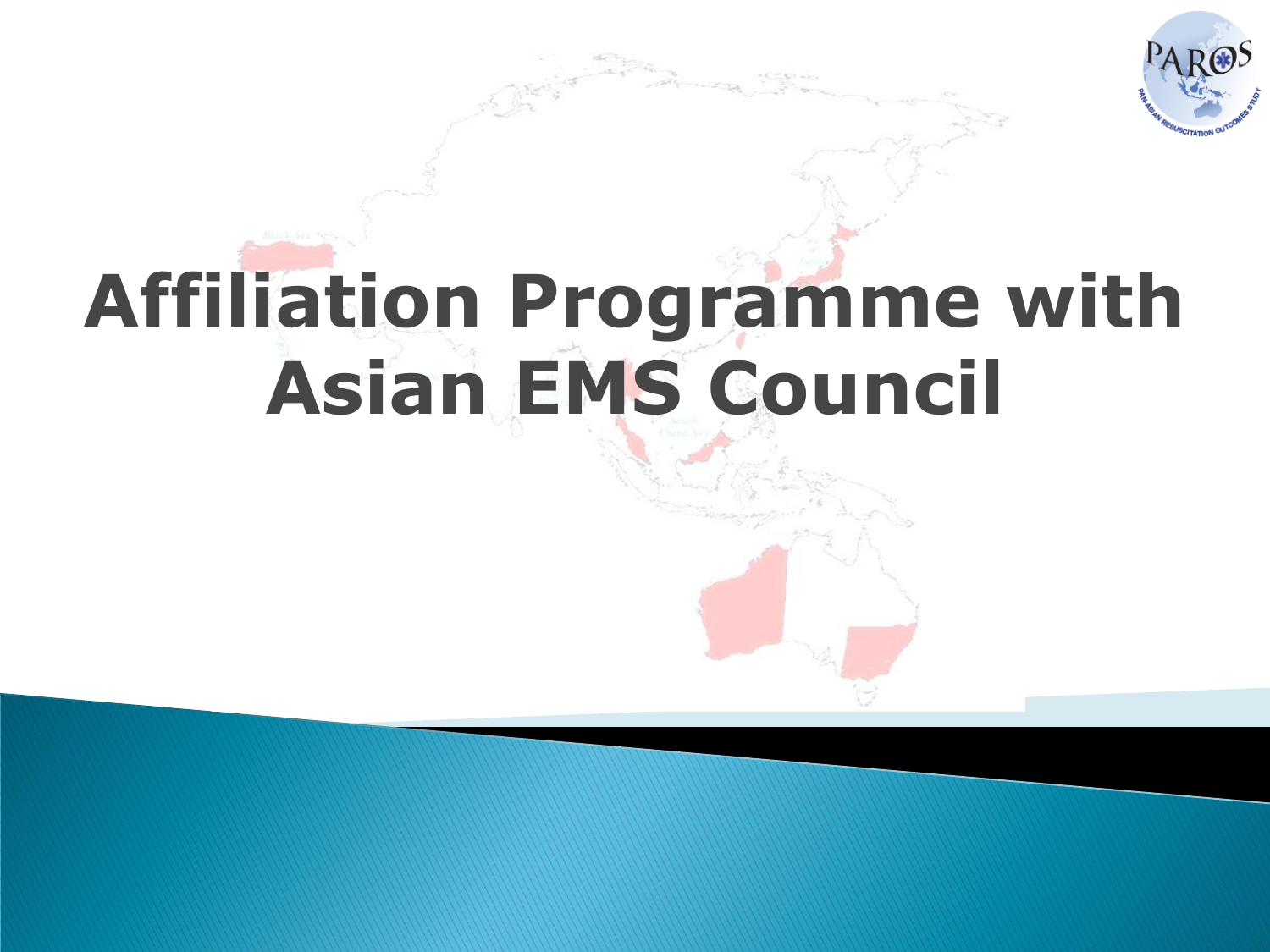# Affiliation Programme with Asian EMS Council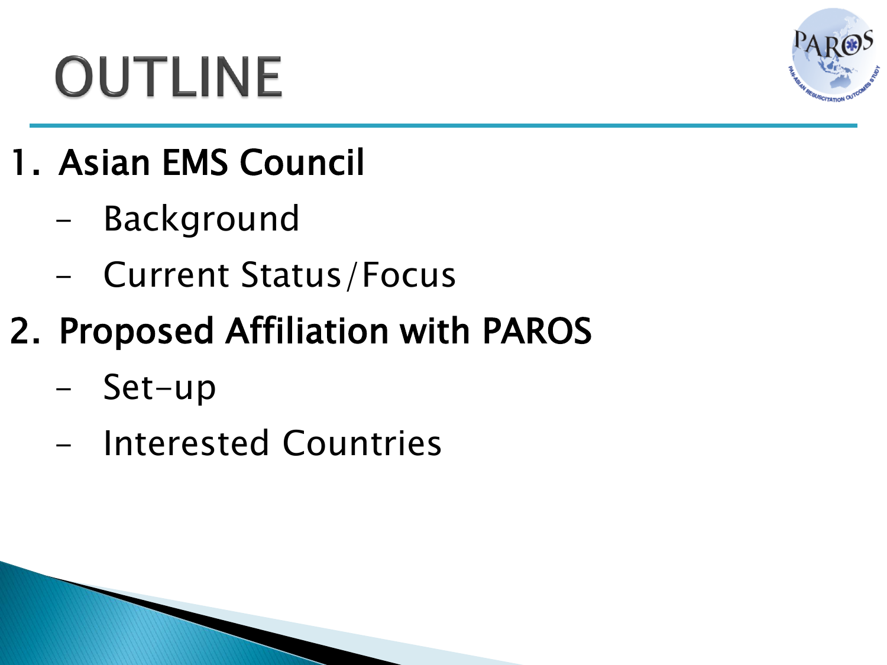# OUTLINE

1. **Asian EMS Council**
   - Background
   - Current Status/Focus
2. **Proposed Affiliation with PAROS**
   - Set-up
   - Interested Countries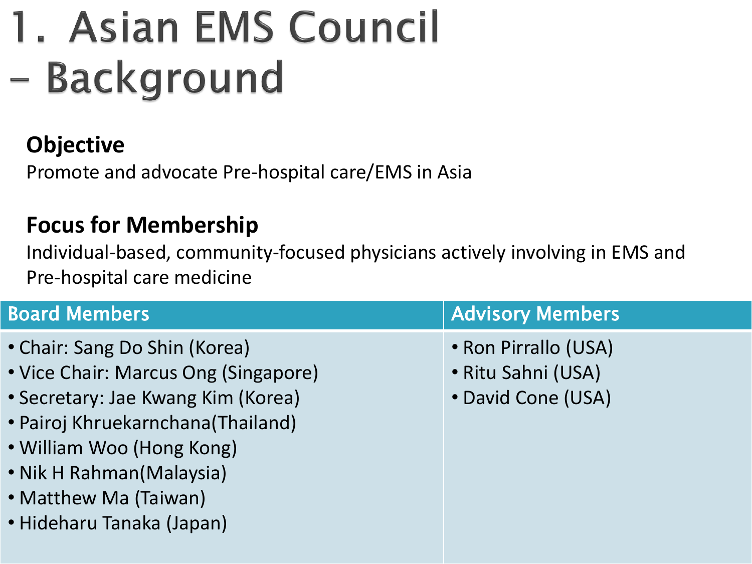# 1. Asian EMS Council – Background

**Objective**

Promote and advocate Pre-hospital care/EMS in Asia

**Focus for Membership**

Individual-based, community-focused physicians actively involving in EMS and Pre-hospital care medicine

| Board Members | Advisory Members |
|---|---|
| • Chair: Sang Do Shin (Korea)<br>• Vice Chair: Marcus Ong (Singapore)<br>• Secretary: Jae Kwang Kim (Korea)<br>• Pairoj Khruekarnchana(Thailand)<br>• William Woo (Hong Kong)<br>• Nik H Rahman(Malaysia)<br>• Matthew Ma (Taiwan)<br>• Hideharu Tanaka (Japan) | • Ron Pirrallo (USA)<br>• Ritu Sahni (USA)<br>• David Cone (USA) |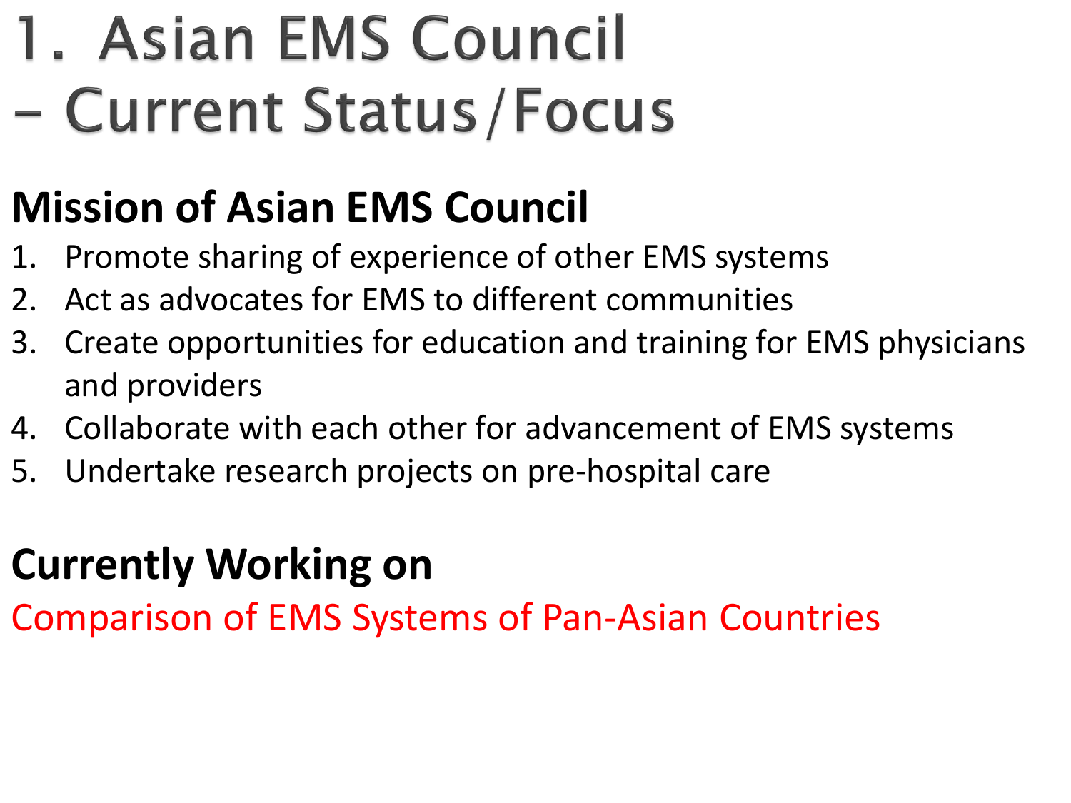# 1. Asian EMS Council – Current Status/Focus

## Mission of Asian EMS Council

1. Promote sharing of experience of other EMS systems
2. Act as advocates for EMS to different communities
3. Create opportunities for education and training for EMS physicians and providers
4. Collaborate with each other for advancement of EMS systems
5. Undertake research projects on pre-hospital care

## Currently Working on

Comparison of EMS Systems of Pan-Asian Countries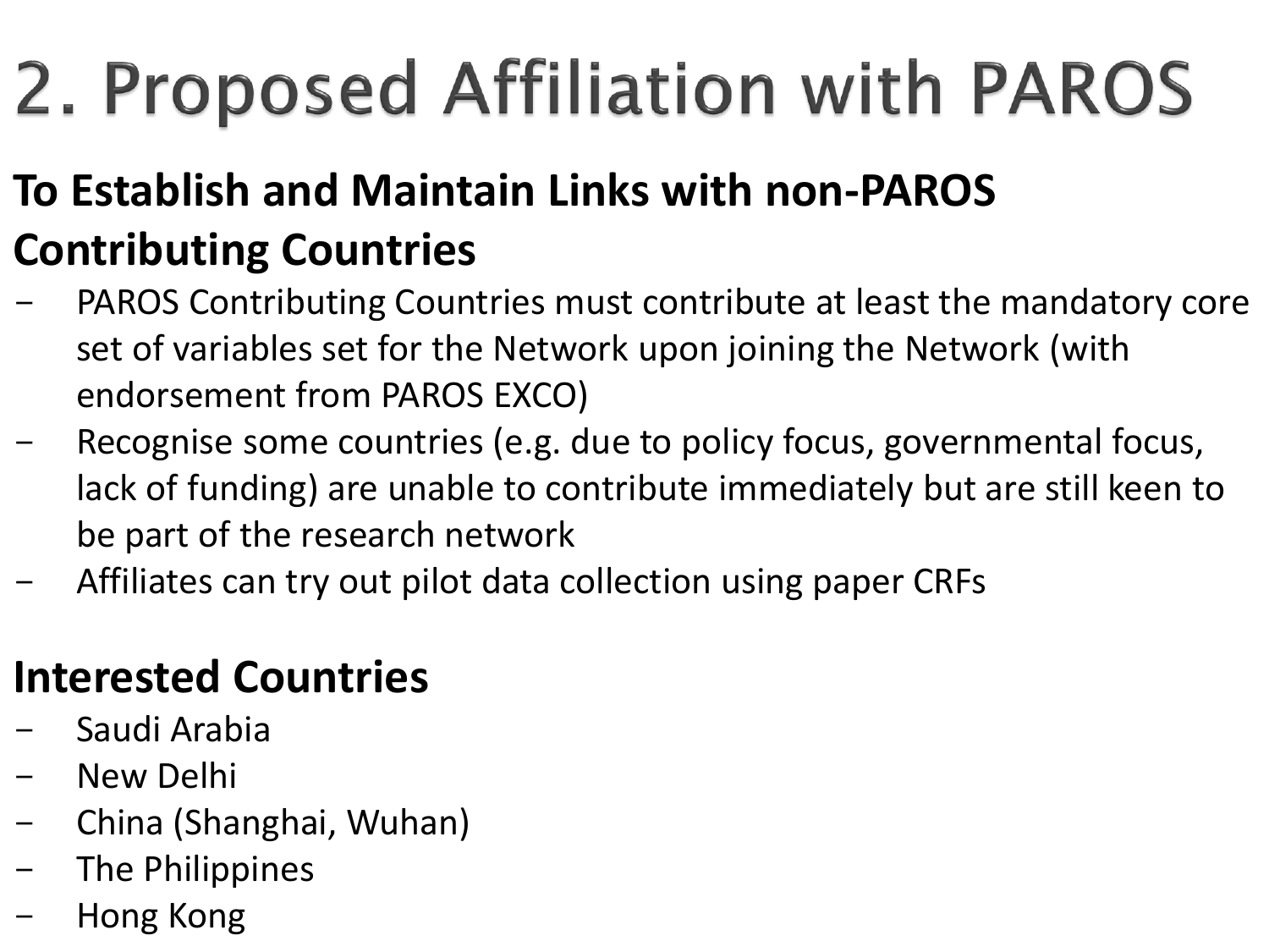# 2. Proposed Affiliation with PAROS

**To Establish and Maintain Links with non-PAROS Contributing Countries**

- PAROS Contributing Countries must contribute at least the mandatory core set of variables set for the Network upon joining the Network (with endorsement from PAROS EXCO)
- Recognise some countries (e.g. due to policy focus, governmental focus, lack of funding) are unable to contribute immediately but are still keen to be part of the research network
- Affiliates can try out pilot data collection using paper CRFs

**Interested Countries**

- Saudi Arabia
- New Delhi
- China (Shanghai, Wuhan)
- The Philippines
- Hong Kong